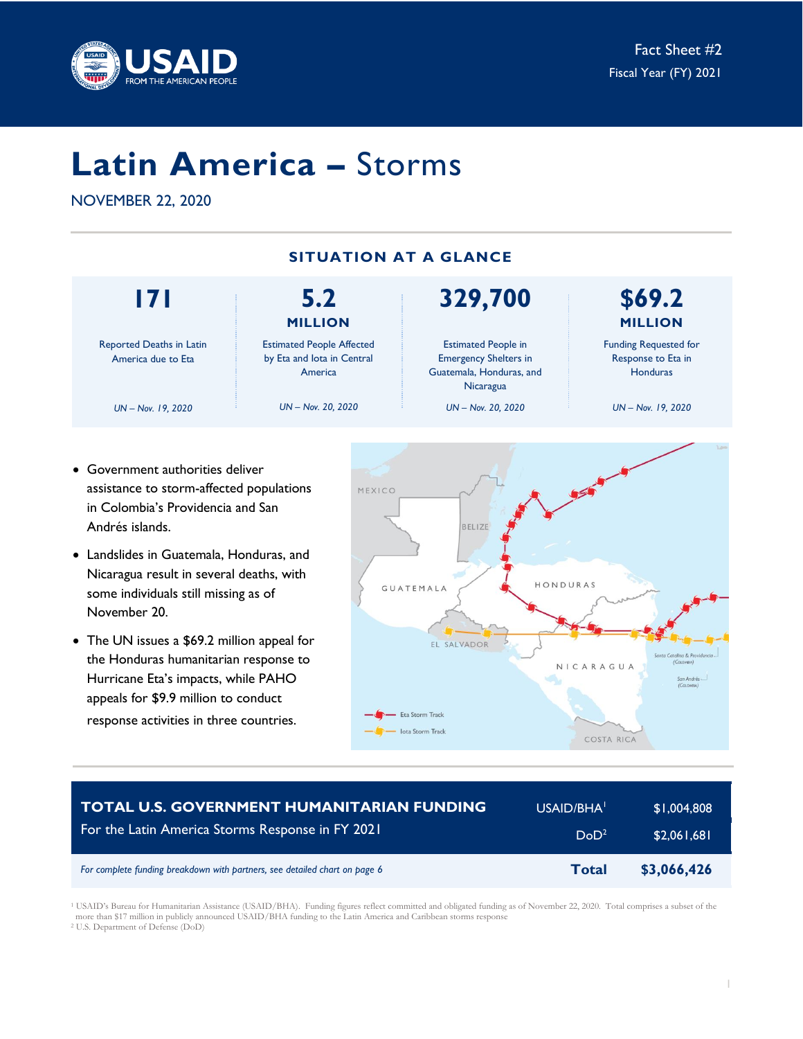USAID FROM THE AMERICAN PEOPLE

Fact Sheet #2
Fiscal Year (FY) 2021

# Latin America – Storms

NOVEMBER 22, 2020

## SITUATION AT A GLANCE

| 171 | 5.2 MILLION | 329,700 | $69.2 MILLION |
|---|---|---|---|
| Reported Deaths in Latin America due to Eta | Estimated People Affected by Eta and Iota in Central America | Estimated People in Emergency Shelters in Guatemala, Honduras, and Nicaragua | Funding Requested for Response to Eta in Honduras |
| *UN – Nov. 19, 2020* | *UN – Nov. 20, 2020* | *UN – Nov. 20, 2020* | *UN – Nov. 19, 2020* |

- Government authorities deliver assistance to storm-affected populations in Colombia's Providencia and San Andrés islands.
- Landslides in Guatemala, Honduras, and Nicaragua result in several deaths, with some individuals still missing as of November 20.
- The UN issues a $69.2 million appeal for the Honduras humanitarian response to Hurricane Eta's impacts, while PAHO appeals for $9.9 million to conduct response activities in three countries.

## TOTAL U.S. GOVERNMENT HUMANITARIAN FUNDING

For the Latin America Storms Response in FY 2021

| | |
|---|---|
| USAID/BHA[1] | $1,004,808 |
| DoD[2] | $2,061,681 |
| **Total** | **$3,066,426** |

*For complete funding breakdown with partners, see detailed chart on page 6*

[1] USAID's Bureau for Humanitarian Assistance (USAID/BHA). Funding figures reflect committed and obligated funding as of November 22, 2020. Total comprises a subset of the more than $17 million in publicly announced USAID/BHA funding to the Latin America and Caribbean storms response
[2] U.S. Department of Defense (DoD)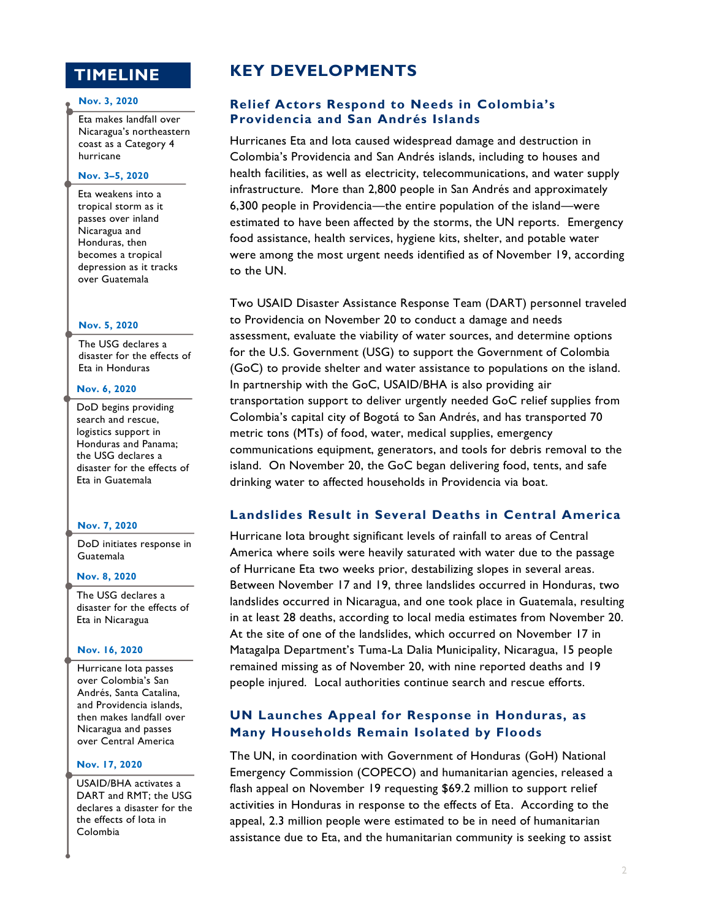## TIMELINE

**Nov. 3, 2020**

Eta makes landfall over Nicaragua's northeastern coast as a Category 4 hurricane

**Nov. 3–5, 2020**

Eta weakens into a tropical storm as it passes over inland Nicaragua and Honduras, then becomes a tropical depression as it tracks over Guatemala

**Nov. 5, 2020**

The USG declares a disaster for the effects of Eta in Honduras

**Nov. 6, 2020**

DoD begins providing search and rescue, logistics support in Honduras and Panama; the USG declares a disaster for the effects of Eta in Guatemala

**Nov. 7, 2020**

DoD initiates response in Guatemala

**Nov. 8, 2020**

The USG declares a disaster for the effects of Eta in Nicaragua

**Nov. 16, 2020**

Hurricane Iota passes over Colombia's San Andrés, Santa Catalina, and Providencia islands, then makes landfall over Nicaragua and passes over Central America

**Nov. 17, 2020**

USAID/BHA activates a DART and RMT; the USG declares a disaster for the effects of Iota in Colombia

# KEY DEVELOPMENTS

### Relief Actors Respond to Needs in Colombia's Providencia and San Andrés Islands

Hurricanes Eta and Iota caused widespread damage and destruction in Colombia's Providencia and San Andrés islands, including to houses and health facilities, as well as electricity, telecommunications, and water supply infrastructure. More than 2,800 people in San Andrés and approximately 6,300 people in Providencia—the entire population of the island—were estimated to have been affected by the storms, the UN reports. Emergency food assistance, health services, hygiene kits, shelter, and potable water were among the most urgent needs identified as of November 19, according to the UN.

Two USAID Disaster Assistance Response Team (DART) personnel traveled to Providencia on November 20 to conduct a damage and needs assessment, evaluate the viability of water sources, and determine options for the U.S. Government (USG) to support the Government of Colombia (GoC) to provide shelter and water assistance to populations on the island. In partnership with the GoC, USAID/BHA is also providing air transportation support to deliver urgently needed GoC relief supplies from Colombia's capital city of Bogotá to San Andrés, and has transported 70 metric tons (MTs) of food, water, medical supplies, emergency communications equipment, generators, and tools for debris removal to the island. On November 20, the GoC began delivering food, tents, and safe drinking water to affected households in Providencia via boat.

### Landslides Result in Several Deaths in Central America

Hurricane Iota brought significant levels of rainfall to areas of Central America where soils were heavily saturated with water due to the passage of Hurricane Eta two weeks prior, destabilizing slopes in several areas. Between November 17 and 19, three landslides occurred in Honduras, two landslides occurred in Nicaragua, and one took place in Guatemala, resulting in at least 28 deaths, according to local media estimates from November 20. At the site of one of the landslides, which occurred on November 17 in Matagalpa Department's Tuma-La Dalia Municipality, Nicaragua, 15 people remained missing as of November 20, with nine reported deaths and 19 people injured. Local authorities continue search and rescue efforts.

### UN Launches Appeal for Response in Honduras, as Many Households Remain Isolated by Floods

The UN, in coordination with Government of Honduras (GoH) National Emergency Commission (COPECO) and humanitarian agencies, released a flash appeal on November 19 requesting $69.2 million to support relief activities in Honduras in response to the effects of Eta. According to the appeal, 2.3 million people were estimated to be in need of humanitarian assistance due to Eta, and the humanitarian community is seeking to assist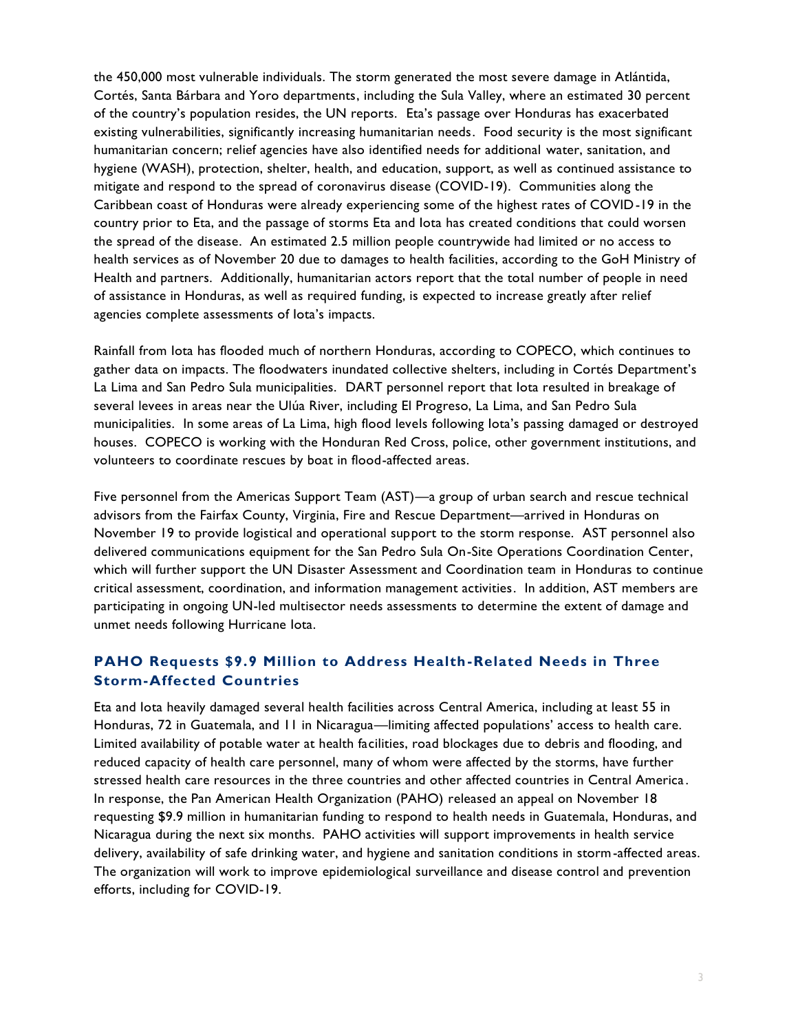the 450,000 most vulnerable individuals. The storm generated the most severe damage in Atlántida, Cortés, Santa Bárbara and Yoro departments, including the Sula Valley, where an estimated 30 percent of the country's population resides, the UN reports. Eta's passage over Honduras has exacerbated existing vulnerabilities, significantly increasing humanitarian needs. Food security is the most significant humanitarian concern; relief agencies have also identified needs for additional water, sanitation, and hygiene (WASH), protection, shelter, health, and education, support, as well as continued assistance to mitigate and respond to the spread of coronavirus disease (COVID-19). Communities along the Caribbean coast of Honduras were already experiencing some of the highest rates of COVID-19 in the country prior to Eta, and the passage of storms Eta and Iota has created conditions that could worsen the spread of the disease. An estimated 2.5 million people countrywide had limited or no access to health services as of November 20 due to damages to health facilities, according to the GoH Ministry of Health and partners. Additionally, humanitarian actors report that the total number of people in need of assistance in Honduras, as well as required funding, is expected to increase greatly after relief agencies complete assessments of Iota's impacts.

Rainfall from Iota has flooded much of northern Honduras, according to COPECO, which continues to gather data on impacts. The floodwaters inundated collective shelters, including in Cortés Department's La Lima and San Pedro Sula municipalities. DART personnel report that Iota resulted in breakage of several levees in areas near the Ulúa River, including El Progreso, La Lima, and San Pedro Sula municipalities. In some areas of La Lima, high flood levels following Iota's passing damaged or destroyed houses. COPECO is working with the Honduran Red Cross, police, other government institutions, and volunteers to coordinate rescues by boat in flood-affected areas.

Five personnel from the Americas Support Team (AST)—a group of urban search and rescue technical advisors from the Fairfax County, Virginia, Fire and Rescue Department—arrived in Honduras on November 19 to provide logistical and operational support to the storm response. AST personnel also delivered communications equipment for the San Pedro Sula On-Site Operations Coordination Center, which will further support the UN Disaster Assessment and Coordination team in Honduras to continue critical assessment, coordination, and information management activities. In addition, AST members are participating in ongoing UN-led multisector needs assessments to determine the extent of damage and unmet needs following Hurricane Iota.

### PAHO Requests $9.9 Million to Address Health-Related Needs in Three Storm-Affected Countries

Eta and Iota heavily damaged several health facilities across Central America, including at least 55 in Honduras, 72 in Guatemala, and 11 in Nicaragua—limiting affected populations' access to health care. Limited availability of potable water at health facilities, road blockages due to debris and flooding, and reduced capacity of health care personnel, many of whom were affected by the storms, have further stressed health care resources in the three countries and other affected countries in Central America. In response, the Pan American Health Organization (PAHO) released an appeal on November 18 requesting $9.9 million in humanitarian funding to respond to health needs in Guatemala, Honduras, and Nicaragua during the next six months. PAHO activities will support improvements in health service delivery, availability of safe drinking water, and hygiene and sanitation conditions in storm-affected areas. The organization will work to improve epidemiological surveillance and disease control and prevention efforts, including for COVID-19.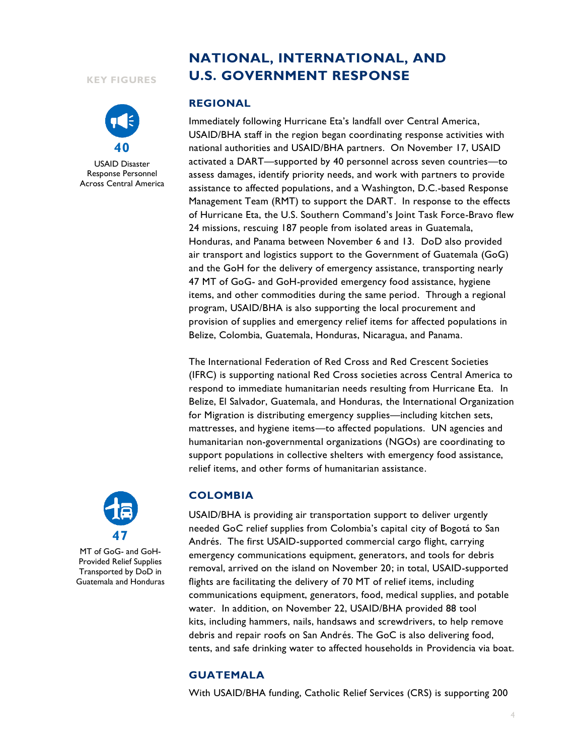## KEY FIGURES

**40**

USAID Disaster Response Personnel Across Central America

**47**

MT of GoG- and GoH-Provided Relief Supplies Transported by DoD in Guatemala and Honduras

# NATIONAL, INTERNATIONAL, AND U.S. GOVERNMENT RESPONSE

## REGIONAL

Immediately following Hurricane Eta's landfall over Central America, USAID/BHA staff in the region began coordinating response activities with national authorities and USAID/BHA partners. On November 17, USAID activated a DART—supported by 40 personnel across seven countries—to assess damages, identify priority needs, and work with partners to provide assistance to affected populations, and a Washington, D.C.-based Response Management Team (RMT) to support the DART. In response to the effects of Hurricane Eta, the U.S. Southern Command's Joint Task Force-Bravo flew 24 missions, rescuing 187 people from isolated areas in Guatemala, Honduras, and Panama between November 6 and 13. DoD also provided air transport and logistics support to the Government of Guatemala (GoG) and the GoH for the delivery of emergency assistance, transporting nearly 47 MT of GoG- and GoH-provided emergency food assistance, hygiene items, and other commodities during the same period. Through a regional program, USAID/BHA is also supporting the local procurement and provision of supplies and emergency relief items for affected populations in Belize, Colombia, Guatemala, Honduras, Nicaragua, and Panama.

The International Federation of Red Cross and Red Crescent Societies (IFRC) is supporting national Red Cross societies across Central America to respond to immediate humanitarian needs resulting from Hurricane Eta. In Belize, El Salvador, Guatemala, and Honduras, the International Organization for Migration is distributing emergency supplies—including kitchen sets, mattresses, and hygiene items—to affected populations. UN agencies and humanitarian non-governmental organizations (NGOs) are coordinating to support populations in collective shelters with emergency food assistance, relief items, and other forms of humanitarian assistance.

## COLOMBIA

USAID/BHA is providing air transportation support to deliver urgently needed GoC relief supplies from Colombia's capital city of Bogotá to San Andrés. The first USAID-supported commercial cargo flight, carrying emergency communications equipment, generators, and tools for debris removal, arrived on the island on November 20; in total, USAID-supported flights are facilitating the delivery of 70 MT of relief items, including communications equipment, generators, food, medical supplies, and potable water. In addition, on November 22, USAID/BHA provided 88 tool kits, including hammers, nails, handsaws and screwdrivers, to help remove debris and repair roofs on San Andrés. The GoC is also delivering food, tents, and safe drinking water to affected households in Providencia via boat.

## GUATEMALA

With USAID/BHA funding, Catholic Relief Services (CRS) is supporting 200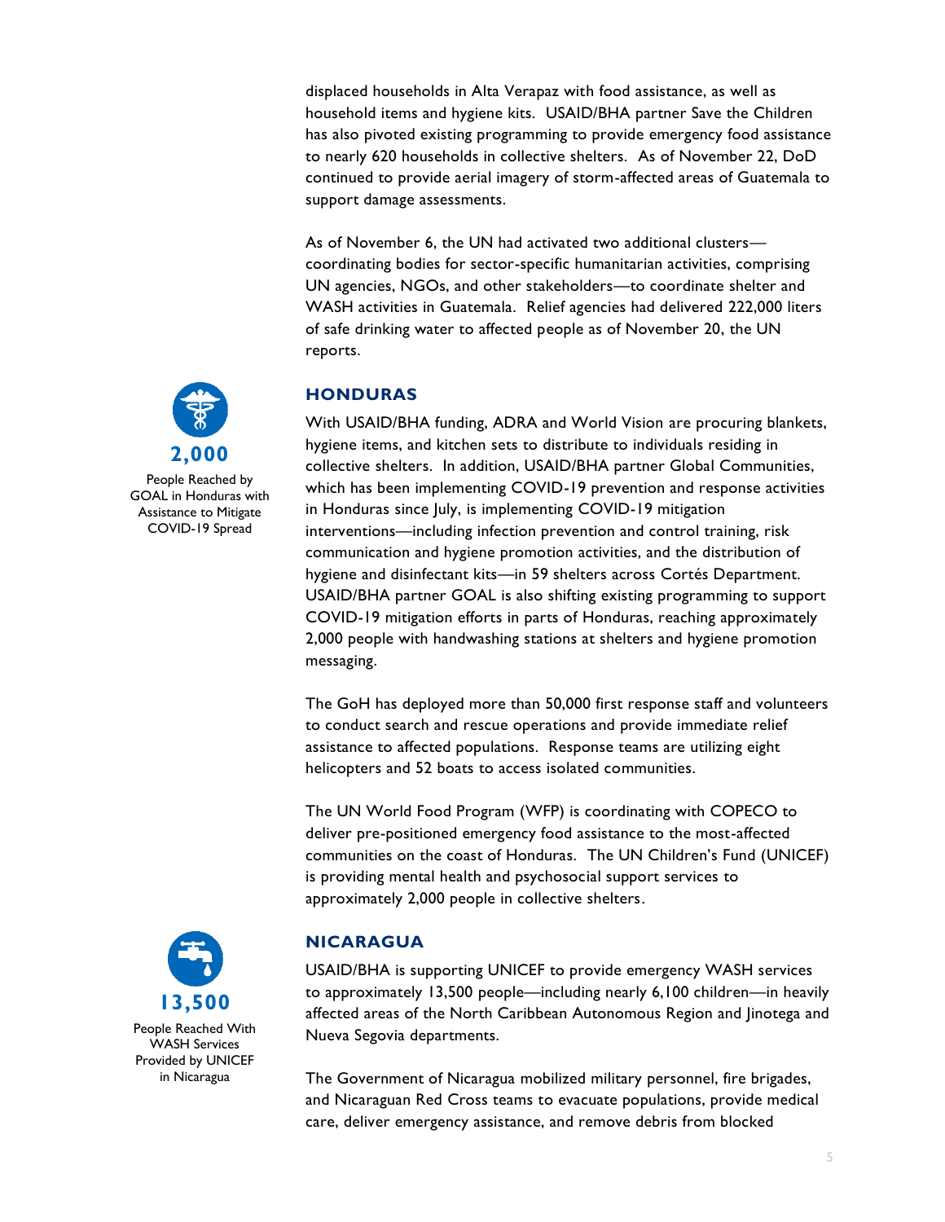displaced households in Alta Verapaz with food assistance, as well as household items and hygiene kits. USAID/BHA partner Save the Children has also pivoted existing programming to provide emergency food assistance to nearly 620 households in collective shelters. As of November 22, DoD continued to provide aerial imagery of storm-affected areas of Guatemala to support damage assessments.

As of November 6, the UN had activated two additional clusters—coordinating bodies for sector-specific humanitarian activities, comprising UN agencies, NGOs, and other stakeholders—to coordinate shelter and WASH activities in Guatemala. Relief agencies had delivered 222,000 liters of safe drinking water to affected people as of November 20, the UN reports.

## HONDURAS

**2,000**

People Reached by GOAL in Honduras with Assistance to Mitigate COVID-19 Spread

With USAID/BHA funding, ADRA and World Vision are procuring blankets, hygiene items, and kitchen sets to distribute to individuals residing in collective shelters. In addition, USAID/BHA partner Global Communities, which has been implementing COVID-19 prevention and response activities in Honduras since July, is implementing COVID-19 mitigation interventions—including infection prevention and control training, risk communication and hygiene promotion activities, and the distribution of hygiene and disinfectant kits—in 59 shelters across Cortés Department. USAID/BHA partner GOAL is also shifting existing programming to support COVID-19 mitigation efforts in parts of Honduras, reaching approximately 2,000 people with handwashing stations at shelters and hygiene promotion messaging.

The GoH has deployed more than 50,000 first response staff and volunteers to conduct search and rescue operations and provide immediate relief assistance to affected populations. Response teams are utilizing eight helicopters and 52 boats to access isolated communities.

The UN World Food Program (WFP) is coordinating with COPECO to deliver pre-positioned emergency food assistance to the most-affected communities on the coast of Honduras. The UN Children's Fund (UNICEF) is providing mental health and psychosocial support services to approximately 2,000 people in collective shelters.

## NICARAGUA

**13,500**

People Reached With WASH Services Provided by UNICEF in Nicaragua

USAID/BHA is supporting UNICEF to provide emergency WASH services to approximately 13,500 people—including nearly 6,100 children—in heavily affected areas of the North Caribbean Autonomous Region and Jinotega and Nueva Segovia departments.

The Government of Nicaragua mobilized military personnel, fire brigades, and Nicaraguan Red Cross teams to evacuate populations, provide medical care, deliver emergency assistance, and remove debris from blocked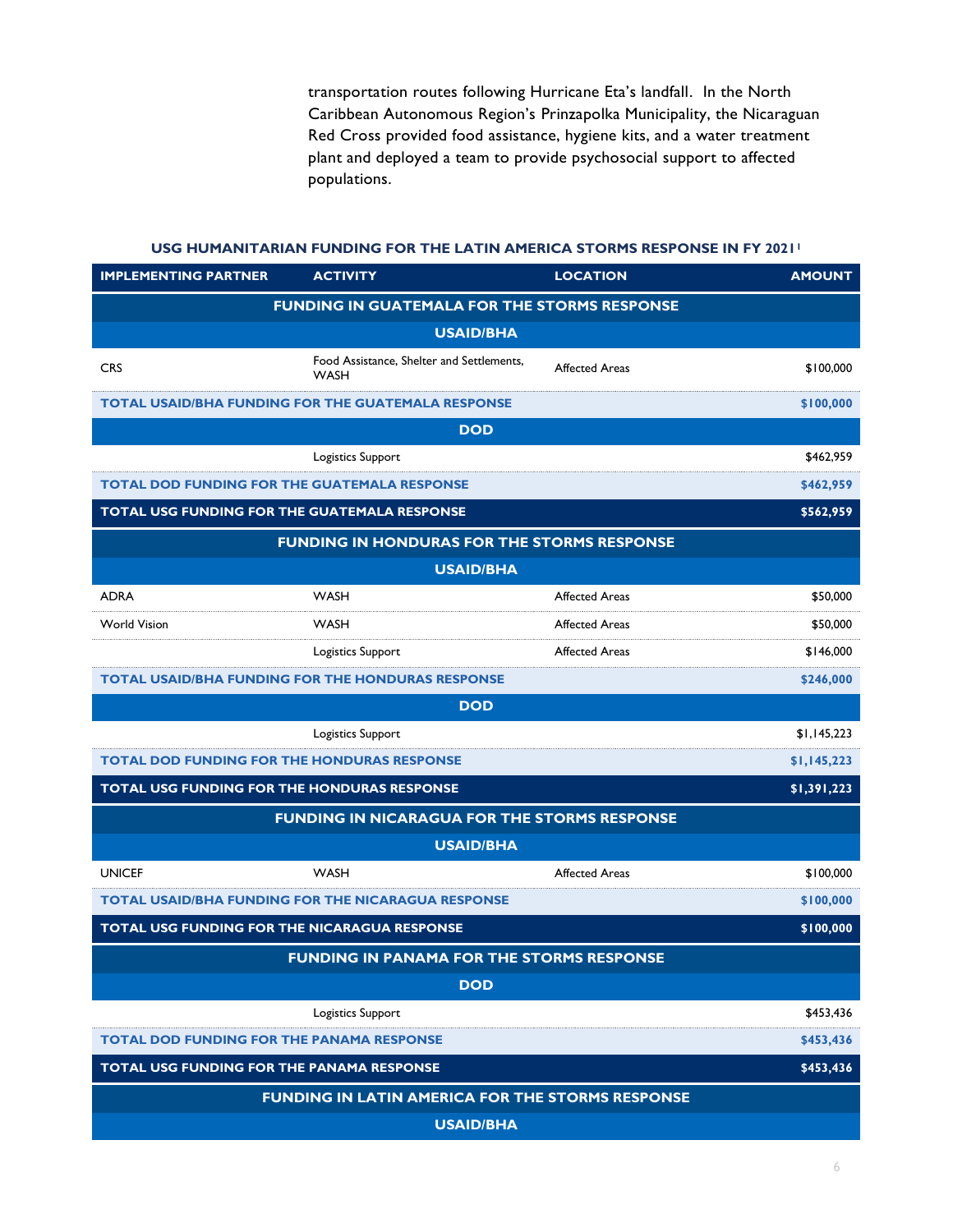transportation routes following Hurricane Eta's landfall. In the North Caribbean Autonomous Region's Prinzapolka Municipality, the Nicaraguan Red Cross provided food assistance, hygiene kits, and a water treatment plant and deployed a team to provide psychosocial support to affected populations.

**USG HUMANITARIAN FUNDING FOR THE LATIN AMERICA STORMS RESPONSE IN FY 2021[1]**

| IMPLEMENTING PARTNER | ACTIVITY | LOCATION | AMOUNT |
|---|---|---|---|
| **FUNDING IN GUATEMALA FOR THE STORMS RESPONSE** | | | |
| **USAID/BHA** | | | |
| CRS | Food Assistance, Shelter and Settlements, WASH | Affected Areas | $100,000 |
| **TOTAL USAID/BHA FUNDING FOR THE GUATEMALA RESPONSE** | | | **$100,000** |
| **DOD** | | | |
| | Logistics Support | | $462,959 |
| **TOTAL DOD FUNDING FOR THE GUATEMALA RESPONSE** | | | **$462,959** |
| **TOTAL USG FUNDING FOR THE GUATEMALA RESPONSE** | | | **$562,959** |
| **FUNDING IN HONDURAS FOR THE STORMS RESPONSE** | | | |
| **USAID/BHA** | | | |
| ADRA | WASH | Affected Areas | $50,000 |
| World Vision | WASH | Affected Areas | $50,000 |
| | Logistics Support | Affected Areas | $146,000 |
| **TOTAL USAID/BHA FUNDING FOR THE HONDURAS RESPONSE** | | | **$246,000** |
| **DOD** | | | |
| | Logistics Support | | $1,145,223 |
| **TOTAL DOD FUNDING FOR THE HONDURAS RESPONSE** | | | **$1,145,223** |
| **TOTAL USG FUNDING FOR THE HONDURAS RESPONSE** | | | **$1,391,223** |
| **FUNDING IN NICARAGUA FOR THE STORMS RESPONSE** | | | |
| **USAID/BHA** | | | |
| UNICEF | WASH | Affected Areas | $100,000 |
| **TOTAL USAID/BHA FUNDING FOR THE NICARAGUA RESPONSE** | | | **$100,000** |
| **TOTAL USG FUNDING FOR THE NICARAGUA RESPONSE** | | | **$100,000** |
| **FUNDING IN PANAMA FOR THE STORMS RESPONSE** | | | |
| **DOD** | | | |
| | Logistics Support | | $453,436 |
| **TOTAL DOD FUNDING FOR THE PANAMA RESPONSE** | | | **$453,436** |
| **TOTAL USG FUNDING FOR THE PANAMA RESPONSE** | | | **$453,436** |
| **FUNDING IN LATIN AMERICA FOR THE STORMS RESPONSE** | | | |
| **USAID/BHA** | | | |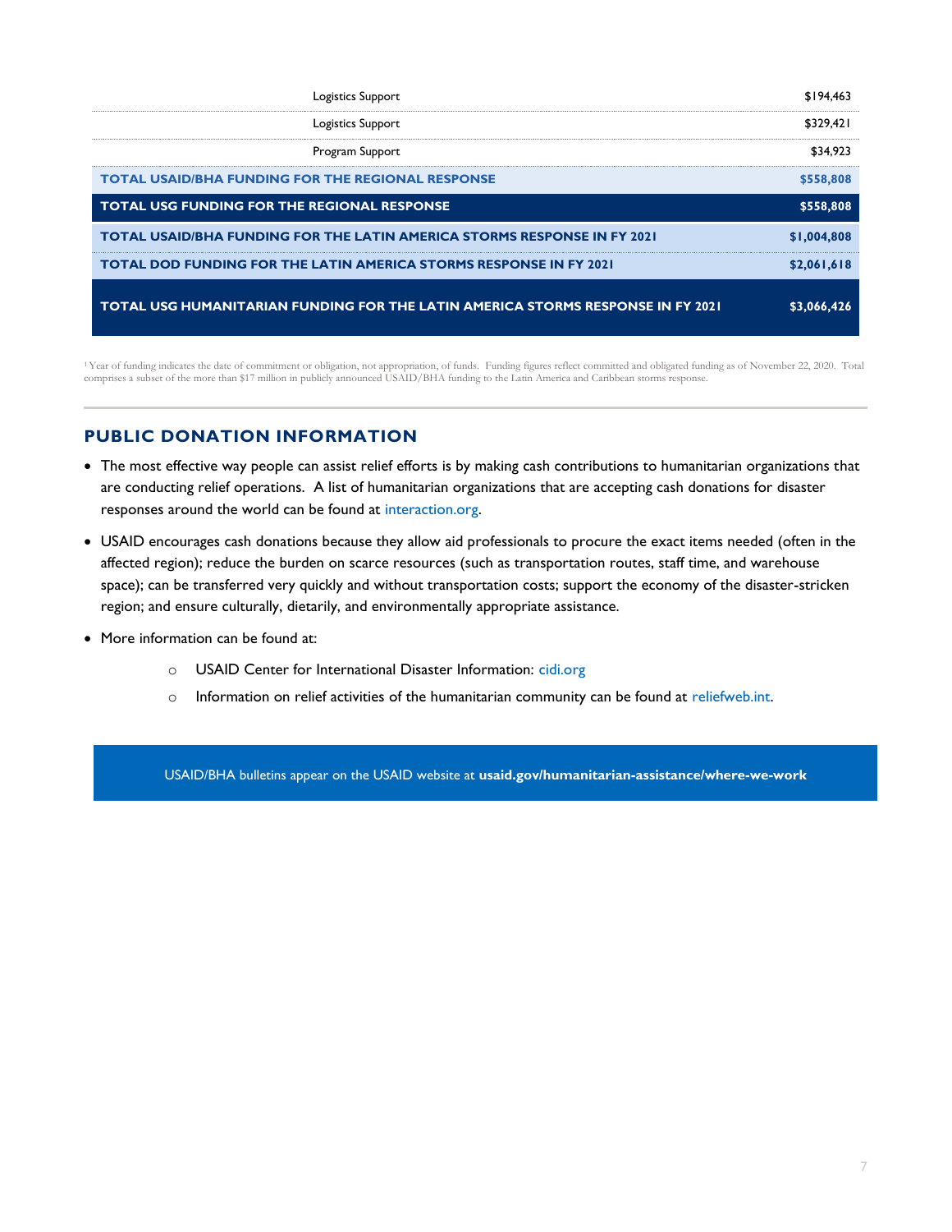| | | | |
|---|---|---|---|
| | | Logistics Support | $194,463 |
| | | Logistics Support | $329,421 |
| | | Program Support | $34,923 |
| **TOTAL USAID/BHA FUNDING FOR THE REGIONAL RESPONSE** | | | **$558,808** |
| **TOTAL USG FUNDING FOR THE REGIONAL RESPONSE** | | | **$558,808** |
| **TOTAL USAID/BHA FUNDING FOR THE LATIN AMERICA STORMS RESPONSE IN FY 2021** | | | **$1,004,808** |
| **TOTAL DOD FUNDING FOR THE LATIN AMERICA STORMS RESPONSE IN FY 2021** | | | **$2,061,618** |
| **TOTAL USG HUMANITARIAN FUNDING FOR THE LATIN AMERICA STORMS RESPONSE IN FY 2021** | | | **$3,066,426** |

[1] Year of funding indicates the date of commitment or obligation, not appropriation, of funds. Funding figures reflect committed and obligated funding as of November 22, 2020. Total comprises a subset of the more than $17 million in publicly announced USAID/BHA funding to the Latin America and Caribbean storms response.

## PUBLIC DONATION INFORMATION

- The most effective way people can assist relief efforts is by making cash contributions to humanitarian organizations that are conducting relief operations. A list of humanitarian organizations that are accepting cash donations for disaster responses around the world can be found at interaction.org.
- USAID encourages cash donations because they allow aid professionals to procure the exact items needed (often in the affected region); reduce the burden on scarce resources (such as transportation routes, staff time, and warehouse space); can be transferred very quickly and without transportation costs; support the economy of the disaster-stricken region; and ensure culturally, dietarily, and environmentally appropriate assistance.
- More information can be found at:
  - USAID Center for International Disaster Information: cidi.org
  - Information on relief activities of the humanitarian community can be found at reliefweb.int.

USAID/BHA bulletins appear on the USAID website at **usaid.gov/humanitarian-assistance/where-we-work**